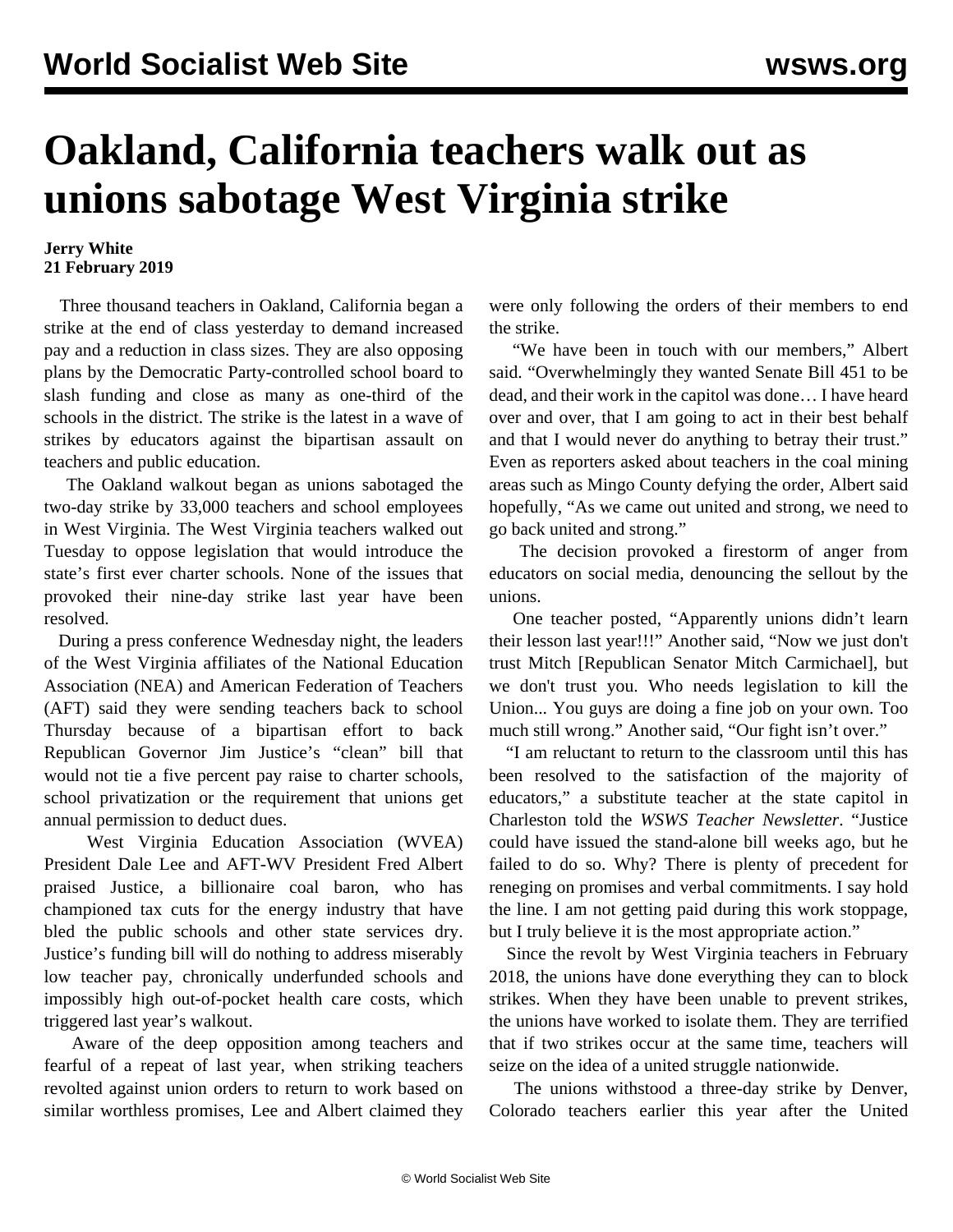# Oakland, California teachers walk out as unions sabotage West Virginia strike

**Jerry White**
**21 February 2019**

Three thousand teachers in Oakland, California began a strike at the end of class yesterday to demand increased pay and a reduction in class sizes. They are also opposing plans by the Democratic Party-controlled school board to slash funding and close as many as one-third of the schools in the district. The strike is the latest in a wave of strikes by educators against the bipartisan assault on teachers and public education.

The Oakland walkout began as unions sabotaged the two-day strike by 33,000 teachers and school employees in West Virginia. The West Virginia teachers walked out Tuesday to oppose legislation that would introduce the state's first ever charter schools. None of the issues that provoked their nine-day strike last year have been resolved.

During a press conference Wednesday night, the leaders of the West Virginia affiliates of the National Education Association (NEA) and American Federation of Teachers (AFT) said they were sending teachers back to school Thursday because of a bipartisan effort to back Republican Governor Jim Justice's "clean" bill that would not tie a five percent pay raise to charter schools, school privatization or the requirement that unions get annual permission to deduct dues.

West Virginia Education Association (WVEA) President Dale Lee and AFT-WV President Fred Albert praised Justice, a billionaire coal baron, who has championed tax cuts for the energy industry that have bled the public schools and other state services dry. Justice's funding bill will do nothing to address miserably low teacher pay, chronically underfunded schools and impossibly high out-of-pocket health care costs, which triggered last year's walkout.

Aware of the deep opposition among teachers and fearful of a repeat of last year, when striking teachers revolted against union orders to return to work based on similar worthless promises, Lee and Albert claimed they were only following the orders of their members to end the strike.

"We have been in touch with our members," Albert said. "Overwhelmingly they wanted Senate Bill 451 to be dead, and their work in the capitol was done… I have heard over and over, that I am going to act in their best behalf and that I would never do anything to betray their trust." Even as reporters asked about teachers in the coal mining areas such as Mingo County defying the order, Albert said hopefully, "As we came out united and strong, we need to go back united and strong."

The decision provoked a firestorm of anger from educators on social media, denouncing the sellout by the unions.

One teacher posted, "Apparently unions didn't learn their lesson last year!!!" Another said, "Now we just don't trust Mitch [Republican Senator Mitch Carmichael], but we don't trust you. Who needs legislation to kill the Union... You guys are doing a fine job on your own. Too much still wrong." Another said, "Our fight isn't over."

"I am reluctant to return to the classroom until this has been resolved to the satisfaction of the majority of educators," a substitute teacher at the state capitol in Charleston told the *WSWS Teacher Newsletter*. "Justice could have issued the stand-alone bill weeks ago, but he failed to do so. Why? There is plenty of precedent for reneging on promises and verbal commitments. I say hold the line. I am not getting paid during this work stoppage, but I truly believe it is the most appropriate action."

Since the revolt by West Virginia teachers in February 2018, the unions have done everything they can to block strikes. When they have been unable to prevent strikes, the unions have worked to isolate them. They are terrified that if two strikes occur at the same time, teachers will seize on the idea of a united struggle nationwide.

The unions withstood a three-day strike by Denver, Colorado teachers earlier this year after the United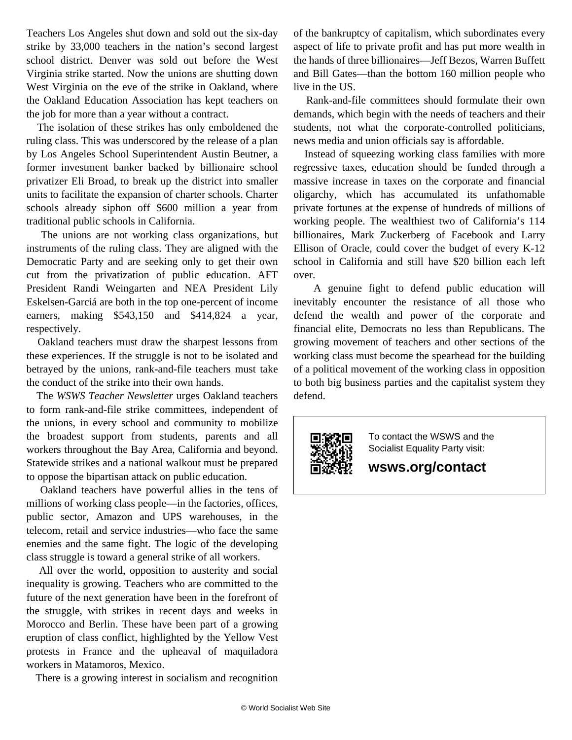Teachers Los Angeles shut down and sold out the six-day strike by 33,000 teachers in the nation's second largest school district. Denver was sold out before the West Virginia strike started. Now the unions are shutting down West Virginia on the eve of the strike in Oakland, where the Oakland Education Association has kept teachers on the job for more than a year without a contract.

The isolation of these strikes has only emboldened the ruling class. This was underscored by the release of a plan by Los Angeles School Superintendent Austin Beutner, a former investment banker backed by billionaire school privatizer Eli Broad, to break up the district into smaller units to facilitate the expansion of charter schools. Charter schools already siphon off $600 million a year from traditional public schools in California.

The unions are not working class organizations, but instruments of the ruling class. They are aligned with the Democratic Party and are seeking only to get their own cut from the privatization of public education. AFT President Randi Weingarten and NEA President Lily Eskelsen-Garciá are both in the top one-percent of income earners, making $543,150 and $414,824 a year, respectively.

Oakland teachers must draw the sharpest lessons from these experiences. If the struggle is not to be isolated and betrayed by the unions, rank-and-file teachers must take the conduct of the strike into their own hands.

The *WSWS Teacher Newsletter* urges Oakland teachers to form rank-and-file strike committees, independent of the unions, in every school and community to mobilize the broadest support from students, parents and all workers throughout the Bay Area, California and beyond. Statewide strikes and a national walkout must be prepared to oppose the bipartisan attack on public education.

Oakland teachers have powerful allies in the tens of millions of working class people—in the factories, offices, public sector, Amazon and UPS warehouses, in the telecom, retail and service industries—who face the same enemies and the same fight. The logic of the developing class struggle is toward a general strike of all workers.

All over the world, opposition to austerity and social inequality is growing. Teachers who are committed to the future of the next generation have been in the forefront of the struggle, with strikes in recent days and weeks in Morocco and Berlin. These have been part of a growing eruption of class conflict, highlighted by the Yellow Vest protests in France and the upheaval of maquiladora workers in Matamoros, Mexico.

There is a growing interest in socialism and recognition of the bankruptcy of capitalism, which subordinates every aspect of life to private profit and has put more wealth in the hands of three billionaires—Jeff Bezos, Warren Buffett and Bill Gates—than the bottom 160 million people who live in the US.

Rank-and-file committees should formulate their own demands, which begin with the needs of teachers and their students, not what the corporate-controlled politicians, news media and union officials say is affordable.

Instead of squeezing working class families with more regressive taxes, education should be funded through a massive increase in taxes on the corporate and financial oligarchy, which has accumulated its unfathomable private fortunes at the expense of hundreds of millions of working people. The wealthiest two of California's 114 billionaires, Mark Zuckerberg of Facebook and Larry Ellison of Oracle, could cover the budget of every K-12 school in California and still have $20 billion each left over.

A genuine fight to defend public education will inevitably encounter the resistance of all those who defend the wealth and power of the corporate and financial elite, Democrats no less than Republicans. The growing movement of teachers and other sections of the working class must become the spearhead for the building of a political movement of the working class in opposition to both big business parties and the capitalist system they defend.

To contact the WSWS and the Socialist Equality Party visit:

**wsws.org/contact**